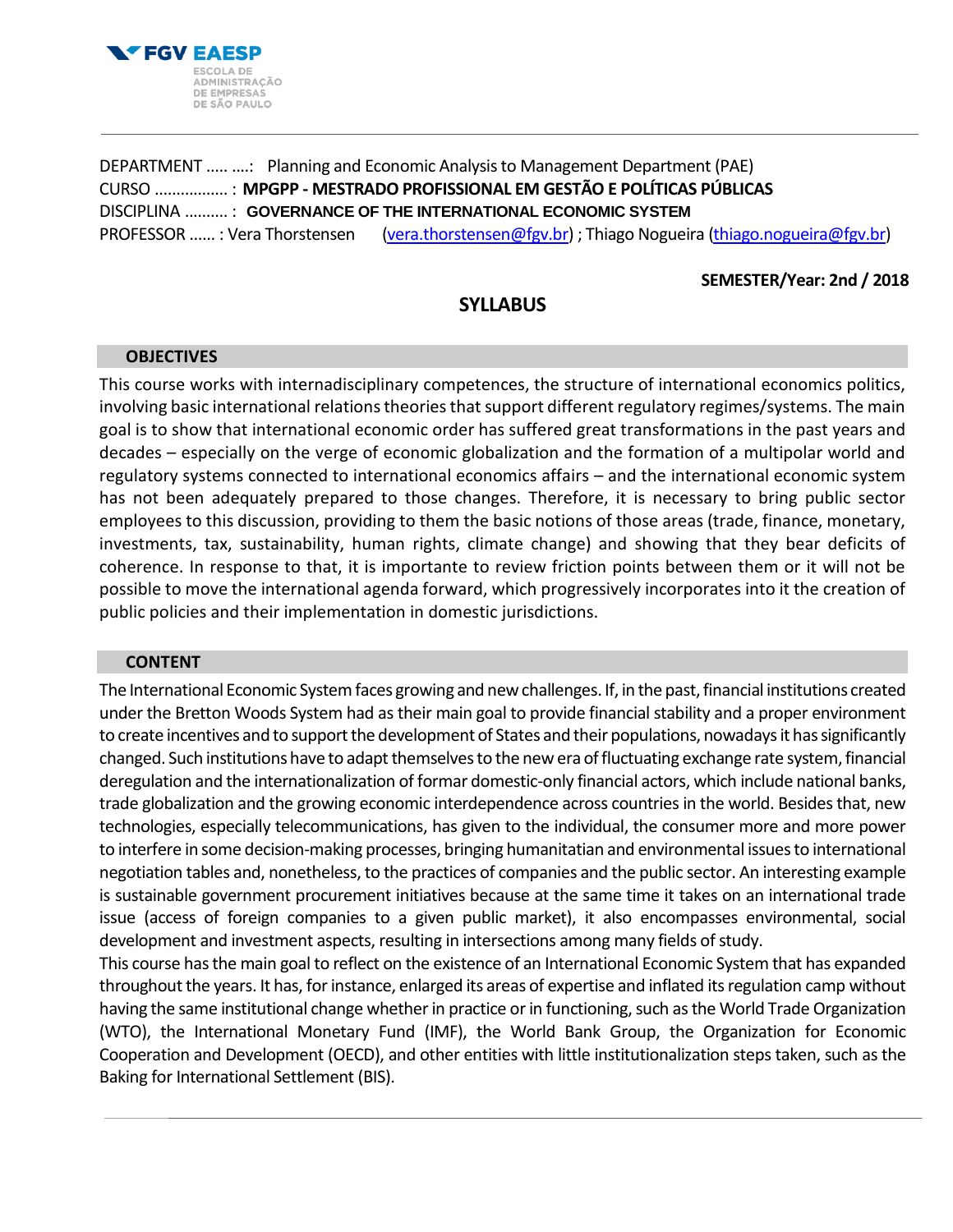FGV EAESP
ESCOLA DE ADMINISTRAÇÃO DE EMPRESAS DE SÃO PAULO

DEPARTMENT ..... ....: Planning and Economic Analysis to Management Department (PAE)
CURSO ................. : **MPGPP - MESTRADO PROFISSIONAL EM GESTÃO E POLÍTICAS PÚBLICAS**
DISCIPLINA .......... : **GOVERNANCE OF THE INTERNATIONAL ECONOMIC SYSTEM**
PROFESSOR ...... : Vera Thorstensen (vera.thorstensen@fgv.br) ; Thiago Nogueira (thiago.nogueira@fgv.br)

**SEMESTER/Year: 2nd / 2018**

# SYLLABUS

## OBJECTIVES

This course works with internadisciplinary competences, the structure of international economics politics, involving basic international relations theories that support different regulatory regimes/systems. The main goal is to show that international economic order has suffered great transformations in the past years and decades – especially on the verge of economic globalization and the formation of a multipolar world and regulatory systems connected to international economics affairs – and the international economic system has not been adequately prepared to those changes. Therefore, it is necessary to bring public sector employees to this discussion, providing to them the basic notions of those areas (trade, finance, monetary, investments, tax, sustainability, human rights, climate change) and showing that they bear deficits of coherence. In response to that, it is importante to review friction points between them or it will not be possible to move the international agenda forward, which progressively incorporates into it the creation of public policies and their implementation in domestic jurisdictions.

## CONTENT

The International Economic System faces growing and new challenges. If, in the past, financial institutions created under the Bretton Woods System had as their main goal to provide financial stability and a proper environment to create incentives and to support the development of States and their populations, nowadays it has significantly changed. Such institutions have to adapt themselves to the new era of fluctuating exchange rate system, financial deregulation and the internationalization of formar domestic-only financial actors, which include national banks, trade globalization and the growing economic interdependence across countries in the world. Besides that, new technologies, especially telecommunications, has given to the individual, the consumer more and more power to interfere in some decision-making processes, bringing humanitatian and environmental issues to international negotiation tables and, nonetheless, to the practices of companies and the public sector. An interesting example is sustainable government procurement initiatives because at the same time it takes on an international trade issue (access of foreign companies to a given public market), it also encompasses environmental, social development and investment aspects, resulting in intersections among many fields of study.

This course has the main goal to reflect on the existence of an International Economic System that has expanded throughout the years. It has, for instance, enlarged its areas of expertise and inflated its regulation camp without having the same institutional change whether in practice or in functioning, such as the World Trade Organization (WTO), the International Monetary Fund (IMF), the World Bank Group, the Organization for Economic Cooperation and Development (OECD), and other entities with little institutionalization steps taken, such as the Baking for International Settlement (BIS).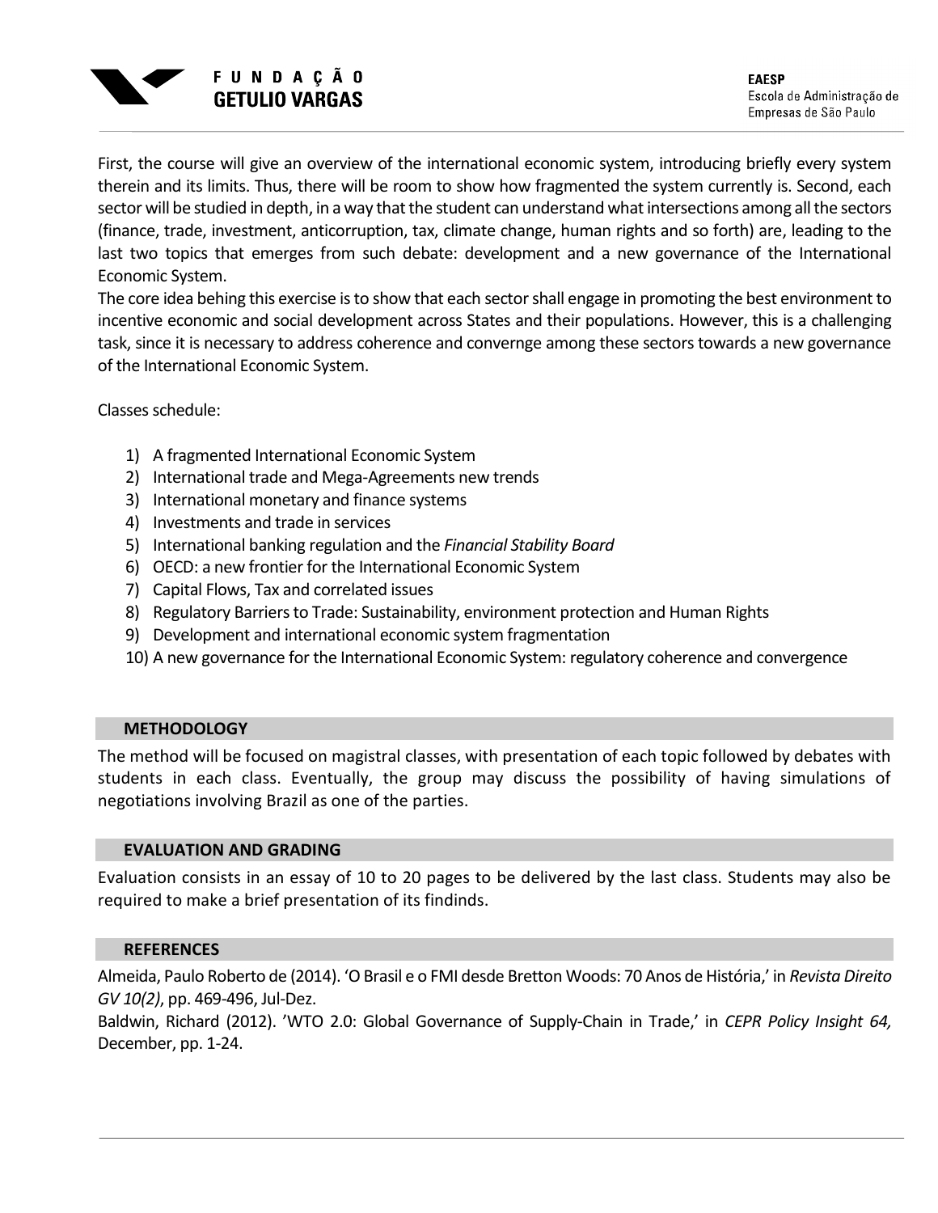First, the course will give an overview of the international economic system, introducing briefly every system therein and its limits. Thus, there will be room to show how fragmented the system currently is. Second, each sector will be studied in depth, in a way that the student can understand what intersections among all the sectors (finance, trade, investment, anticorruption, tax, climate change, human rights and so forth) are, leading to the last two topics that emerges from such debate: development and a new governance of the International Economic System.
The core idea behing this exercise is to show that each sector shall engage in promoting the best environment to incentive economic and social development across States and their populations. However, this is a challenging task, since it is necessary to address coherence and convernge among these sectors towards a new governance of the International Economic System.

Classes schedule:

1) A fragmented International Economic System
2) International trade and Mega-Agreements new trends
3) International monetary and finance systems
4) Investments and trade in services
5) International banking regulation and the *Financial Stability Board*
6) OECD: a new frontier for the International Economic System
7) Capital Flows, Tax and correlated issues
8) Regulatory Barriers to Trade: Sustainability, environment protection and Human Rights
9) Development and international economic system fragmentation
10) A new governance for the International Economic System: regulatory coherence and convergence

## METHODOLOGY

The method will be focused on magistral classes, with presentation of each topic followed by debates with students in each class. Eventually, the group may discuss the possibility of having simulations of negotiations involving Brazil as one of the parties.

## EVALUATION AND GRADING

Evaluation consists in an essay of 10 to 20 pages to be delivered by the last class. Students may also be required to make a brief presentation of its findinds.

## REFERENCES

Almeida, Paulo Roberto de (2014). 'O Brasil e o FMI desde Bretton Woods: 70 Anos de História,' in *Revista Direito GV 10(2)*, pp. 469-496, Jul-Dez.
Baldwin, Richard (2012). 'WTO 2.0: Global Governance of Supply-Chain in Trade,' in *CEPR Policy Insight 64,* December, pp. 1-24.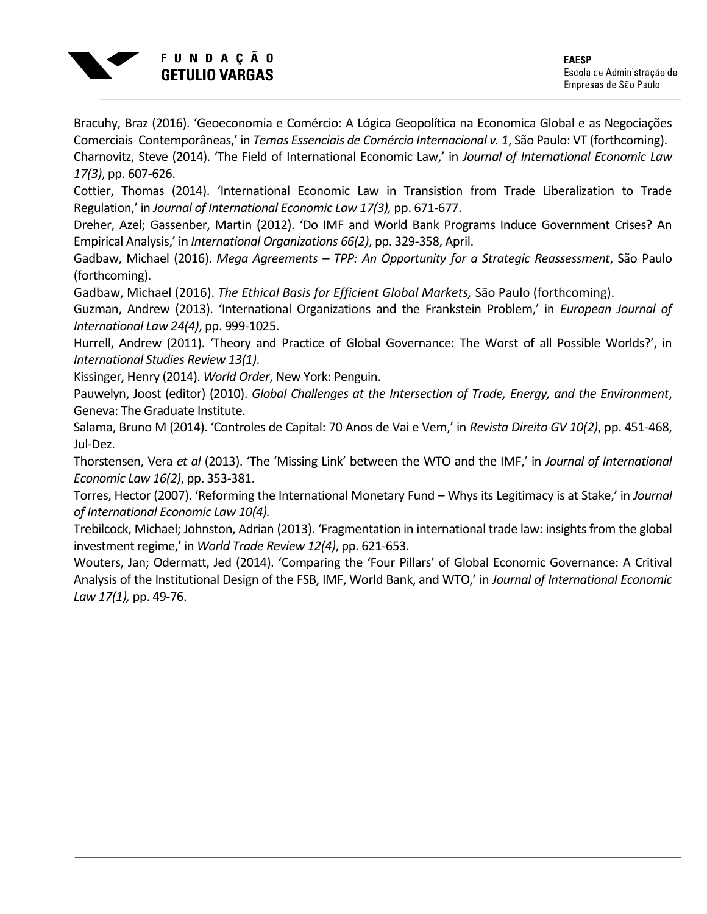Bracuhy, Braz (2016). 'Geoeconomia e Comércio: A Lógica Geopolítica na Economica Global e as Negociações Comerciais Contemporâneas,' in *Temas Essenciais de Comércio Internacional v. 1*, São Paulo: VT (forthcoming).

Charnovitz, Steve (2014). 'The Field of International Economic Law,' in *Journal of International Economic Law 17(3)*, pp. 607-626.

Cottier, Thomas (2014). 'International Economic Law in Transistion from Trade Liberalization to Trade Regulation,' in *Journal of International Economic Law 17(3),* pp. 671-677.

Dreher, Azel; Gassenber, Martin (2012). 'Do IMF and World Bank Programs Induce Government Crises? An Empirical Analysis,' in *International Organizations 66(2)*, pp. 329-358, April.

Gadbaw, Michael (2016). *Mega Agreements – TPP: An Opportunity for a Strategic Reassessment*, São Paulo (forthcoming).

Gadbaw, Michael (2016). *The Ethical Basis for Efficient Global Markets,* São Paulo (forthcoming).

Guzman, Andrew (2013). 'International Organizations and the Frankstein Problem,' in *European Journal of International Law 24(4)*, pp. 999-1025.

Hurrell, Andrew (2011). 'Theory and Practice of Global Governance: The Worst of all Possible Worlds?', in *International Studies Review 13(1)*.

Kissinger, Henry (2014). *World Order*, New York: Penguin.

Pauwelyn, Joost (editor) (2010). *Global Challenges at the Intersection of Trade, Energy, and the Environment*, Geneva: The Graduate Institute.

Salama, Bruno M (2014). 'Controles de Capital: 70 Anos de Vai e Vem,' in *Revista Direito GV 10(2)*, pp. 451-468, Jul-Dez.

Thorstensen, Vera *et al* (2013). 'The 'Missing Link' between the WTO and the IMF,' in *Journal of International Economic Law 16(2)*, pp. 353-381.

Torres, Hector (2007). 'Reforming the International Monetary Fund – Whys its Legitimacy is at Stake,' in *Journal of International Economic Law 10(4).*

Trebilcock, Michael; Johnston, Adrian (2013). 'Fragmentation in international trade law: insights from the global investment regime,' in *World Trade Review 12(4)*, pp. 621-653.

Wouters, Jan; Odermatt, Jed (2014). 'Comparing the 'Four Pillars' of Global Economic Governance: A Critival Analysis of the Institutional Design of the FSB, IMF, World Bank, and WTO,' in *Journal of International Economic Law 17(1),* pp. 49-76.